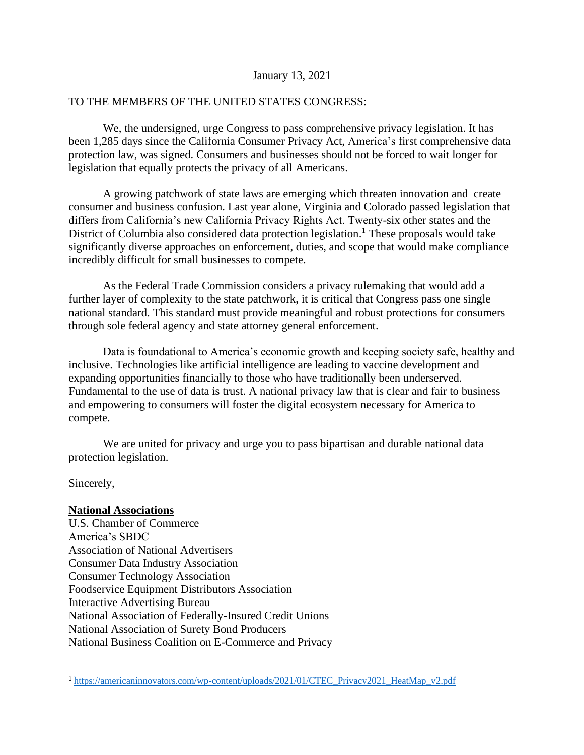January 13, 2021

TO THE MEMBERS OF THE UNITED STATES CONGRESS:

We, the undersigned, urge Congress to pass comprehensive privacy legislation. It has been 1,285 days since the California Consumer Privacy Act, America's first comprehensive data protection law, was signed. Consumers and businesses should not be forced to wait longer for legislation that equally protects the privacy of all Americans.

A growing patchwork of state laws are emerging which threaten innovation and create consumer and business confusion. Last year alone, Virginia and Colorado passed legislation that differs from California's new California Privacy Rights Act. Twenty-six other states and the District of Columbia also considered data protection legislation.[1] These proposals would take significantly diverse approaches on enforcement, duties, and scope that would make compliance incredibly difficult for small businesses to compete.

As the Federal Trade Commission considers a privacy rulemaking that would add a further layer of complexity to the state patchwork, it is critical that Congress pass one single national standard. This standard must provide meaningful and robust protections for consumers through sole federal agency and state attorney general enforcement.

Data is foundational to America's economic growth and keeping society safe, healthy and inclusive. Technologies like artificial intelligence are leading to vaccine development and expanding opportunities financially to those who have traditionally been underserved. Fundamental to the use of data is trust. A national privacy law that is clear and fair to business and empowering to consumers will foster the digital ecosystem necessary for America to compete.

We are united for privacy and urge you to pass bipartisan and durable national data protection legislation.

Sincerely,

**National Associations**

U.S. Chamber of Commerce
America's SBDC
Association of National Advertisers
Consumer Data Industry Association
Consumer Technology Association
Foodservice Equipment Distributors Association
Interactive Advertising Bureau
National Association of Federally-Insured Credit Unions
National Association of Surety Bond Producers
National Business Coalition on E-Commerce and Privacy

---

[1] https://americaninnovators.com/wp-content/uploads/2021/01/CTEC_Privacy2021_HeatMap_v2.pdf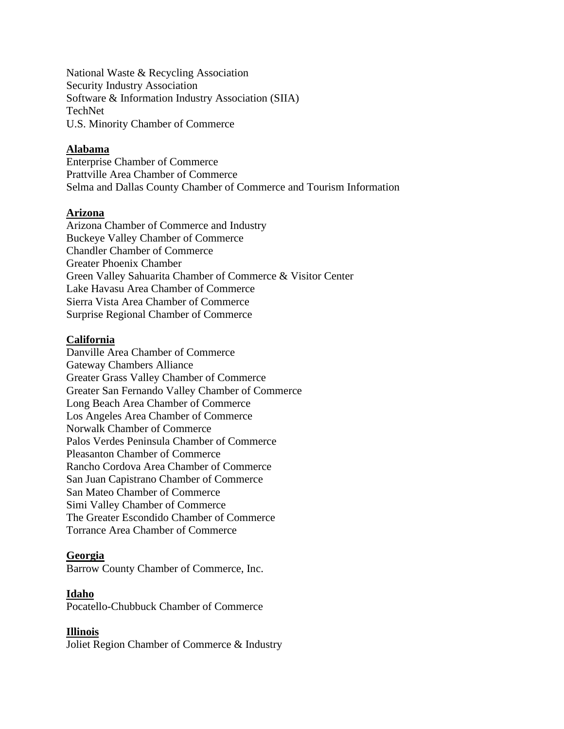National Waste & Recycling Association
Security Industry Association
Software & Information Industry Association (SIIA)
TechNet
U.S. Minority Chamber of Commerce

**Alabama**
Enterprise Chamber of Commerce
Prattville Area Chamber of Commerce
Selma and Dallas County Chamber of Commerce and Tourism Information

**Arizona**
Arizona Chamber of Commerce and Industry
Buckeye Valley Chamber of Commerce
Chandler Chamber of Commerce
Greater Phoenix Chamber
Green Valley Sahuarita Chamber of Commerce & Visitor Center
Lake Havasu Area Chamber of Commerce
Sierra Vista Area Chamber of Commerce
Surprise Regional Chamber of Commerce

**California**
Danville Area Chamber of Commerce
Gateway Chambers Alliance
Greater Grass Valley Chamber of Commerce
Greater San Fernando Valley Chamber of Commerce
Long Beach Area Chamber of Commerce
Los Angeles Area Chamber of Commerce
Norwalk Chamber of Commerce
Palos Verdes Peninsula Chamber of Commerce
Pleasanton Chamber of Commerce
Rancho Cordova Area Chamber of Commerce
San Juan Capistrano Chamber of Commerce
San Mateo Chamber of Commerce
Simi Valley Chamber of Commerce
The Greater Escondido Chamber of Commerce
Torrance Area Chamber of Commerce

**Georgia**
Barrow County Chamber of Commerce, Inc.

**Idaho**
Pocatello-Chubbuck Chamber of Commerce

**Illinois**
Joliet Region Chamber of Commerce & Industry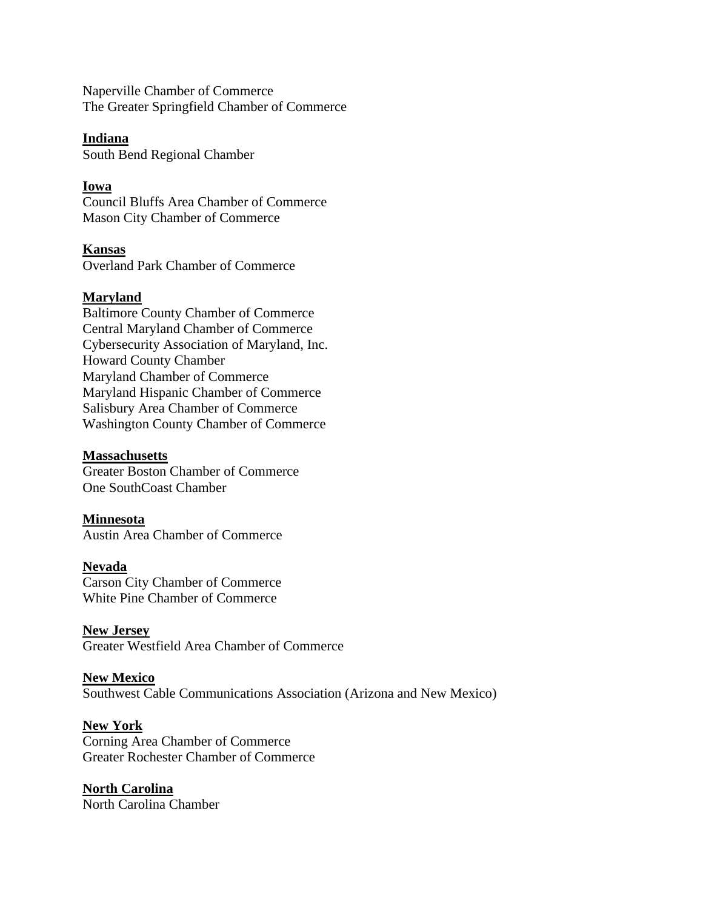Naperville Chamber of Commerce
The Greater Springfield Chamber of Commerce

**Indiana**
South Bend Regional Chamber

**Iowa**
Council Bluffs Area Chamber of Commerce
Mason City Chamber of Commerce

**Kansas**
Overland Park Chamber of Commerce

**Maryland**
Baltimore County Chamber of Commerce
Central Maryland Chamber of Commerce
Cybersecurity Association of Maryland, Inc.
Howard County Chamber
Maryland Chamber of Commerce
Maryland Hispanic Chamber of Commerce
Salisbury Area Chamber of Commerce
Washington County Chamber of Commerce

**Massachusetts**
Greater Boston Chamber of Commerce
One SouthCoast Chamber

**Minnesota**
Austin Area Chamber of Commerce

**Nevada**
Carson City Chamber of Commerce
White Pine Chamber of Commerce

**New Jersey**
Greater Westfield Area Chamber of Commerce

**New Mexico**
Southwest Cable Communications Association (Arizona and New Mexico)

**New York**
Corning Area Chamber of Commerce
Greater Rochester Chamber of Commerce

**North Carolina**
North Carolina Chamber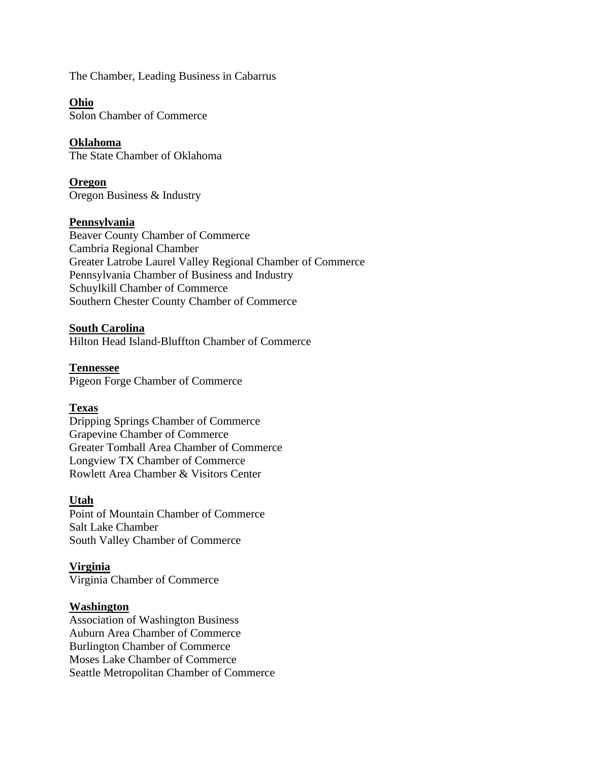The Chamber, Leading Business in Cabarrus

**Ohio**
Solon Chamber of Commerce

**Oklahoma**
The State Chamber of Oklahoma

**Oregon**
Oregon Business & Industry

**Pennsylvania**
Beaver County Chamber of Commerce
Cambria Regional Chamber
Greater Latrobe Laurel Valley Regional Chamber of Commerce
Pennsylvania Chamber of Business and Industry
Schuylkill Chamber of Commerce
Southern Chester County Chamber of Commerce

**South Carolina**
Hilton Head Island-Bluffton Chamber of Commerce

**Tennessee**
Pigeon Forge Chamber of Commerce

**Texas**
Dripping Springs Chamber of Commerce
Grapevine Chamber of Commerce
Greater Tomball Area Chamber of Commerce
Longview TX Chamber of Commerce
Rowlett Area Chamber & Visitors Center

**Utah**
Point of Mountain Chamber of Commerce
Salt Lake Chamber
South Valley Chamber of Commerce

**Virginia**
Virginia Chamber of Commerce

**Washington**
Association of Washington Business
Auburn Area Chamber of Commerce
Burlington Chamber of Commerce
Moses Lake Chamber of Commerce
Seattle Metropolitan Chamber of Commerce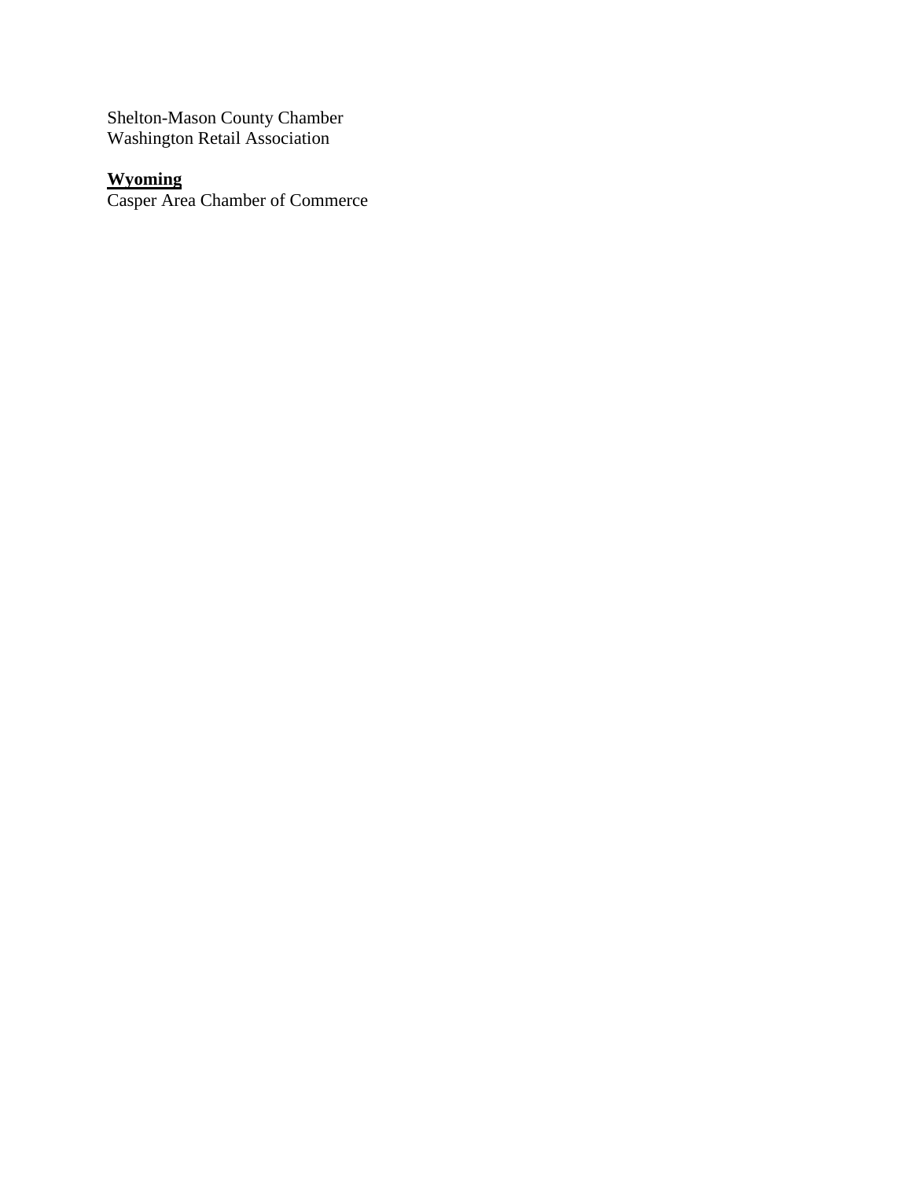Shelton-Mason County Chamber
Washington Retail Association

**Wyoming**
Casper Area Chamber of Commerce